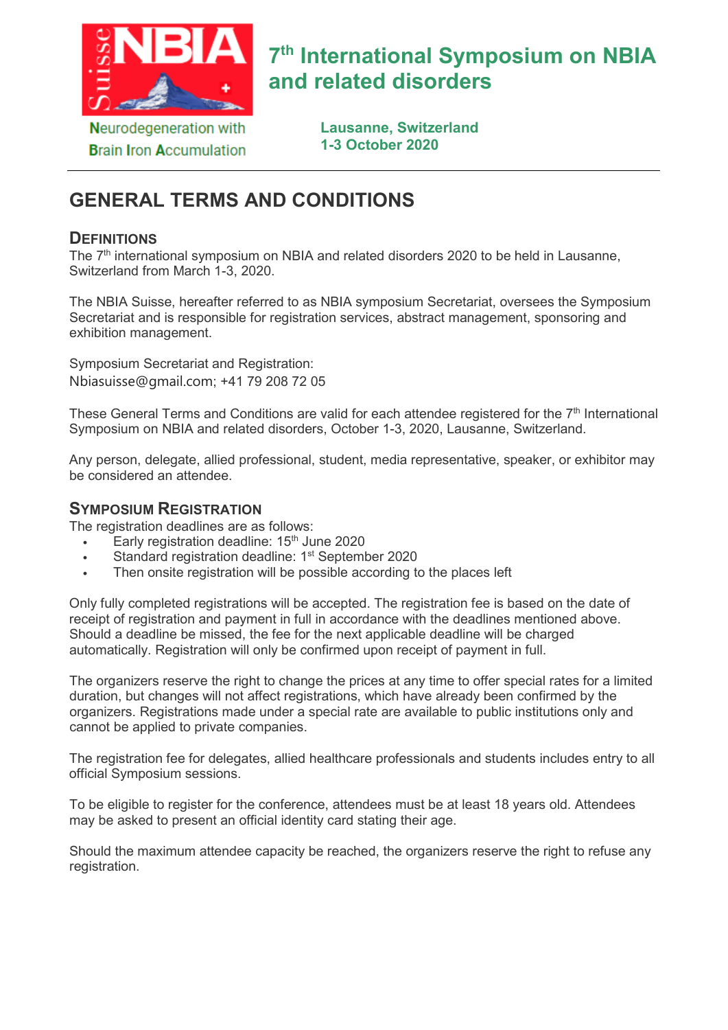NBIA Suisse

Neurodegeneration with Brain Iron Accumulation

# 7th International Symposium on NBIA and related disorders

**Lausanne, Switzerland**
**1-3 October 2020**

## GENERAL TERMS AND CONDITIONS

### DEFINITIONS

The 7th international symposium on NBIA and related disorders 2020 to be held in Lausanne, Switzerland from March 1-3, 2020.

The NBIA Suisse, hereafter referred to as NBIA symposium Secretariat, oversees the Symposium Secretariat and is responsible for registration services, abstract management, sponsoring and exhibition management.

Symposium Secretariat and Registration:
Nbiasuisse@gmail.com; +41 79 208 72 05

These General Terms and Conditions are valid for each attendee registered for the 7th International Symposium on NBIA and related disorders, October 1-3, 2020, Lausanne, Switzerland.

Any person, delegate, allied professional, student, media representative, speaker, or exhibitor may be considered an attendee.

### SYMPOSIUM REGISTRATION

The registration deadlines are as follows:

- Early registration deadline: 15th June 2020
- Standard registration deadline: 1st September 2020
- Then onsite registration will be possible according to the places left

Only fully completed registrations will be accepted. The registration fee is based on the date of receipt of registration and payment in full in accordance with the deadlines mentioned above. Should a deadline be missed, the fee for the next applicable deadline will be charged automatically. Registration will only be confirmed upon receipt of payment in full.

The organizers reserve the right to change the prices at any time to offer special rates for a limited duration, but changes will not affect registrations, which have already been confirmed by the organizers. Registrations made under a special rate are available to public institutions only and cannot be applied to private companies.

The registration fee for delegates, allied healthcare professionals and students includes entry to all official Symposium sessions.

To be eligible to register for the conference, attendees must be at least 18 years old. Attendees may be asked to present an official identity card stating their age.

Should the maximum attendee capacity be reached, the organizers reserve the right to refuse any registration.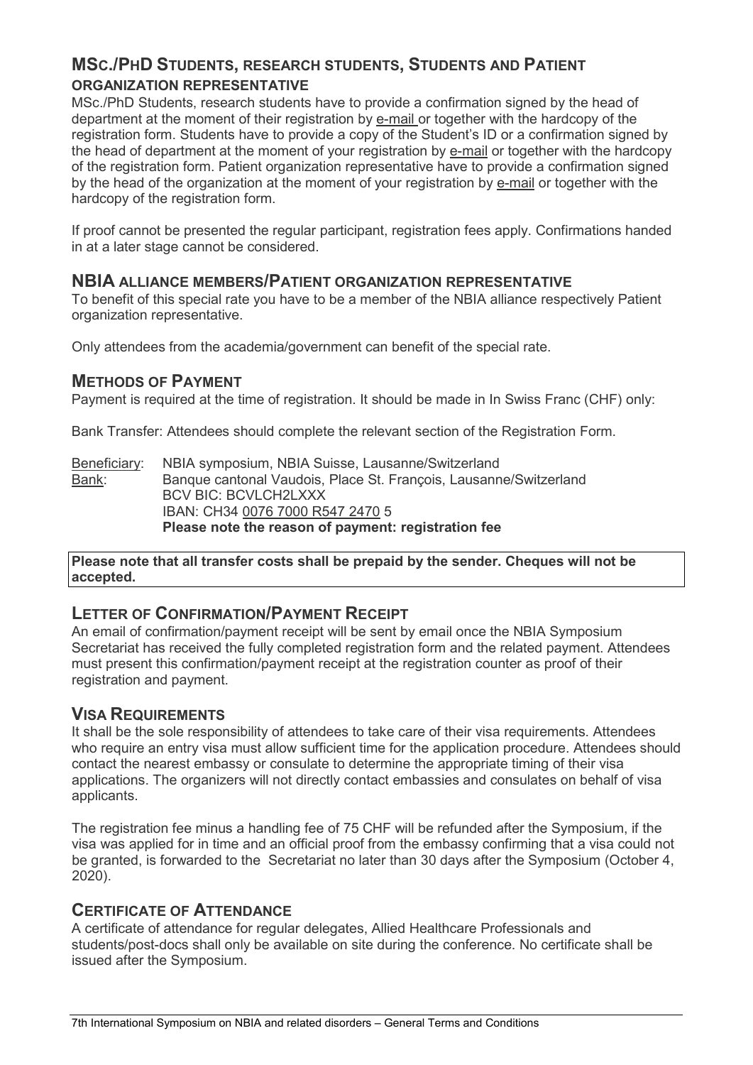## MSc./PhD Students, research students, Students and Patient organization representative

MSc./PhD Students, research students have to provide a confirmation signed by the head of department at the moment of their registration by e-mail or together with the hardcopy of the registration form. Students have to provide a copy of the Student's ID or a confirmation signed by the head of department at the moment of your registration by e-mail or together with the hardcopy of the registration form. Patient organization representative have to provide a confirmation signed by the head of the organization at the moment of your registration by e-mail or together with the hardcopy of the registration form.

If proof cannot be presented the regular participant, registration fees apply. Confirmations handed in at a later stage cannot be considered.

## NBIA alliance members/Patient organization representative

To benefit of this special rate you have to be a member of the NBIA alliance respectively Patient organization representative.

Only attendees from the academia/government can benefit of the special rate.

## Methods of Payment

Payment is required at the time of registration. It should be made in In Swiss Franc (CHF) only:

Bank Transfer: Attendees should complete the relevant section of the Registration Form.

Beneficiary: NBIA symposium, NBIA Suisse, Lausanne/Switzerland
Bank: Banque cantonal Vaudois, Place St. François, Lausanne/Switzerland
BCV BIC: BCVLCH2LXXX
IBAN: CH34 0076 7000 R547 2470 5
**Please note the reason of payment: registration fee**

**Please note that all transfer costs shall be prepaid by the sender. Cheques will not be accepted.**

## Letter of Confirmation/Payment Receipt

An email of confirmation/payment receipt will be sent by email once the NBIA Symposium Secretariat has received the fully completed registration form and the related payment. Attendees must present this confirmation/payment receipt at the registration counter as proof of their registration and payment.

## Visa Requirements

It shall be the sole responsibility of attendees to take care of their visa requirements. Attendees who require an entry visa must allow sufficient time for the application procedure. Attendees should contact the nearest embassy or consulate to determine the appropriate timing of their visa applications. The organizers will not directly contact embassies and consulates on behalf of visa applicants.

The registration fee minus a handling fee of 75 CHF will be refunded after the Symposium, if the visa was applied for in time and an official proof from the embassy confirming that a visa could not be granted, is forwarded to the Secretariat no later than 30 days after the Symposium (October 4, 2020).

## Certificate of Attendance

A certificate of attendance for regular delegates, Allied Healthcare Professionals and students/post-docs shall only be available on site during the conference. No certificate shall be issued after the Symposium.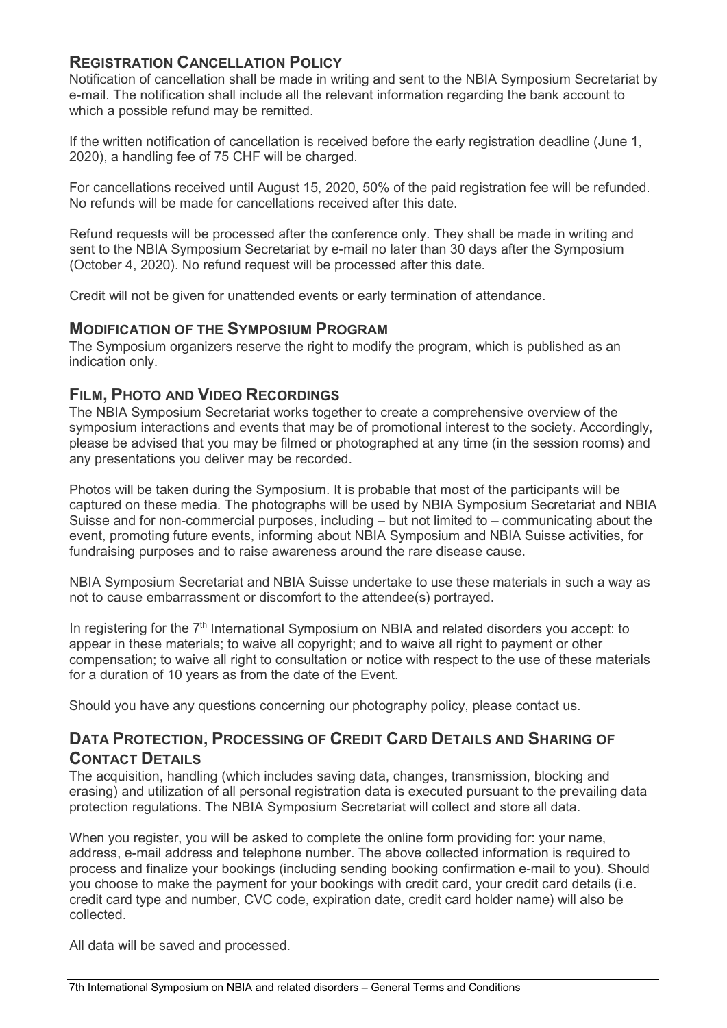## Registration Cancellation Policy

Notification of cancellation shall be made in writing and sent to the NBIA Symposium Secretariat by e-mail. The notification shall include all the relevant information regarding the bank account to which a possible refund may be remitted.

If the written notification of cancellation is received before the early registration deadline (June 1, 2020), a handling fee of 75 CHF will be charged.

For cancellations received until August 15, 2020, 50% of the paid registration fee will be refunded. No refunds will be made for cancellations received after this date.

Refund requests will be processed after the conference only. They shall be made in writing and sent to the NBIA Symposium Secretariat by e-mail no later than 30 days after the Symposium (October 4, 2020). No refund request will be processed after this date.

Credit will not be given for unattended events or early termination of attendance.

## Modification of the Symposium Program

The Symposium organizers reserve the right to modify the program, which is published as an indication only.

## Film, Photo and Video Recordings

The NBIA Symposium Secretariat works together to create a comprehensive overview of the symposium interactions and events that may be of promotional interest to the society. Accordingly, please be advised that you may be filmed or photographed at any time (in the session rooms) and any presentations you deliver may be recorded.

Photos will be taken during the Symposium. It is probable that most of the participants will be captured on these media. The photographs will be used by NBIA Symposium Secretariat and NBIA Suisse and for non-commercial purposes, including – but not limited to – communicating about the event, promoting future events, informing about NBIA Symposium and NBIA Suisse activities, for fundraising purposes and to raise awareness around the rare disease cause.

NBIA Symposium Secretariat and NBIA Suisse undertake to use these materials in such a way as not to cause embarrassment or discomfort to the attendee(s) portrayed.

In registering for the 7th International Symposium on NBIA and related disorders you accept: to appear in these materials; to waive all copyright; and to waive all right to payment or other compensation; to waive all right to consultation or notice with respect to the use of these materials for a duration of 10 years as from the date of the Event.

Should you have any questions concerning our photography policy, please contact us.

## Data Protection, Processing of Credit Card Details and Sharing of Contact Details

The acquisition, handling (which includes saving data, changes, transmission, blocking and erasing) and utilization of all personal registration data is executed pursuant to the prevailing data protection regulations. The NBIA Symposium Secretariat will collect and store all data.

When you register, you will be asked to complete the online form providing for: your name, address, e-mail address and telephone number. The above collected information is required to process and finalize your bookings (including sending booking confirmation e-mail to you). Should you choose to make the payment for your bookings with credit card, your credit card details (i.e. credit card type and number, CVC code, expiration date, credit card holder name) will also be collected.

All data will be saved and processed.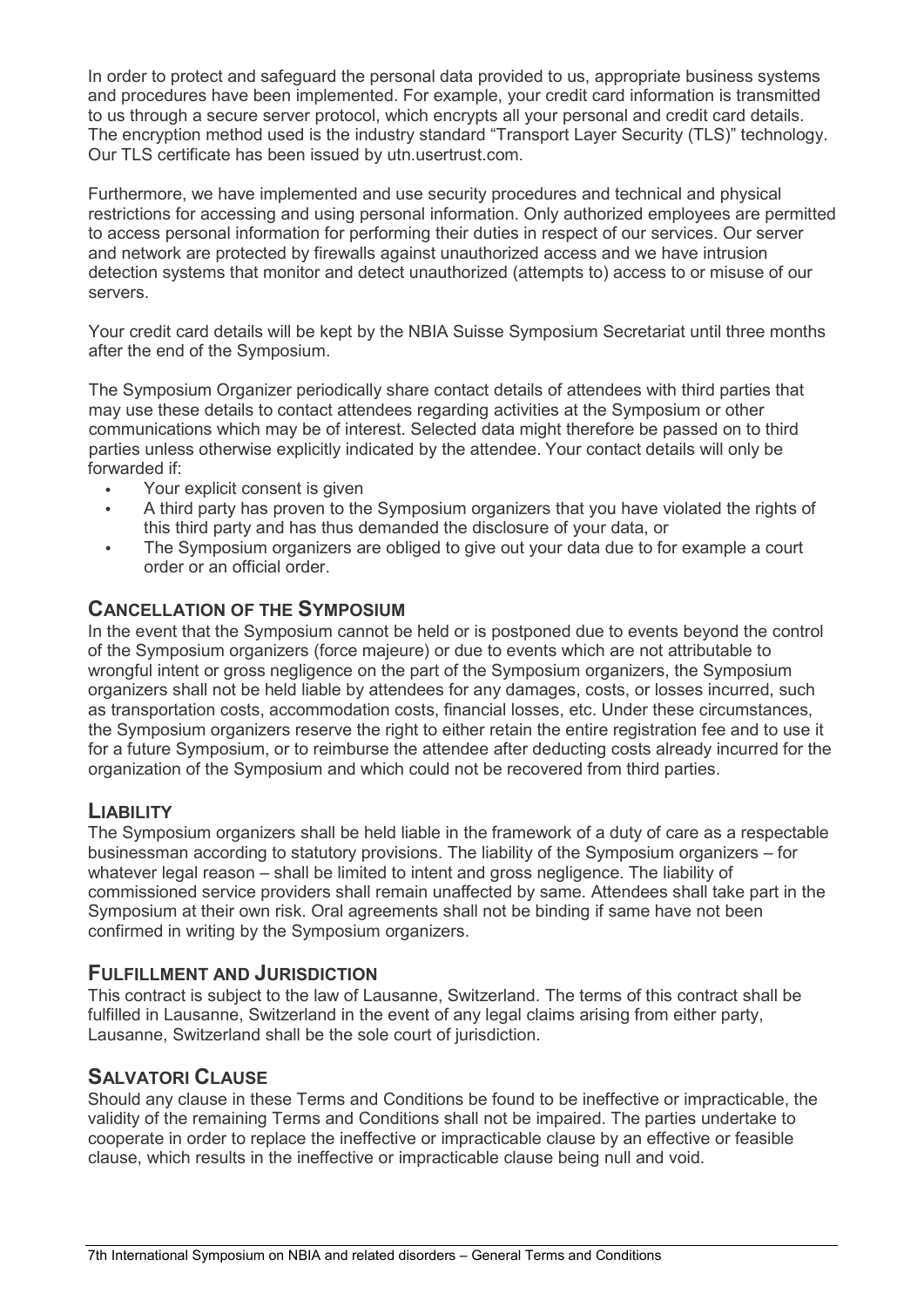In order to protect and safeguard the personal data provided to us, appropriate business systems and procedures have been implemented. For example, your credit card information is transmitted to us through a secure server protocol, which encrypts all your personal and credit card details. The encryption method used is the industry standard "Transport Layer Security (TLS)" technology. Our TLS certificate has been issued by utn.usertrust.com.

Furthermore, we have implemented and use security procedures and technical and physical restrictions for accessing and using personal information. Only authorized employees are permitted to access personal information for performing their duties in respect of our services. Our server and network are protected by firewalls against unauthorized access and we have intrusion detection systems that monitor and detect unauthorized (attempts to) access to or misuse of our servers.

Your credit card details will be kept by the NBIA Suisse Symposium Secretariat until three months after the end of the Symposium.

The Symposium Organizer periodically share contact details of attendees with third parties that may use these details to contact attendees regarding activities at the Symposium or other communications which may be of interest. Selected data might therefore be passed on to third parties unless otherwise explicitly indicated by the attendee. Your contact details will only be forwarded if:

- Your explicit consent is given
- A third party has proven to the Symposium organizers that you have violated the rights of this third party and has thus demanded the disclosure of your data, or
- The Symposium organizers are obliged to give out your data due to for example a court order or an official order.

## Cancellation of the Symposium

In the event that the Symposium cannot be held or is postponed due to events beyond the control of the Symposium organizers (force majeure) or due to events which are not attributable to wrongful intent or gross negligence on the part of the Symposium organizers, the Symposium organizers shall not be held liable by attendees for any damages, costs, or losses incurred, such as transportation costs, accommodation costs, financial losses, etc. Under these circumstances, the Symposium organizers reserve the right to either retain the entire registration fee and to use it for a future Symposium, or to reimburse the attendee after deducting costs already incurred for the organization of the Symposium and which could not be recovered from third parties.

## Liability

The Symposium organizers shall be held liable in the framework of a duty of care as a respectable businessman according to statutory provisions. The liability of the Symposium organizers – for whatever legal reason – shall be limited to intent and gross negligence. The liability of commissioned service providers shall remain unaffected by same. Attendees shall take part in the Symposium at their own risk. Oral agreements shall not be binding if same have not been confirmed in writing by the Symposium organizers.

## Fulfillment and Jurisdiction

This contract is subject to the law of Lausanne, Switzerland. The terms of this contract shall be fulfilled in Lausanne, Switzerland in the event of any legal claims arising from either party, Lausanne, Switzerland shall be the sole court of jurisdiction.

## Salvatori Clause

Should any clause in these Terms and Conditions be found to be ineffective or impracticable, the validity of the remaining Terms and Conditions shall not be impaired. The parties undertake to cooperate in order to replace the ineffective or impracticable clause by an effective or feasible clause, which results in the ineffective or impracticable clause being null and void.